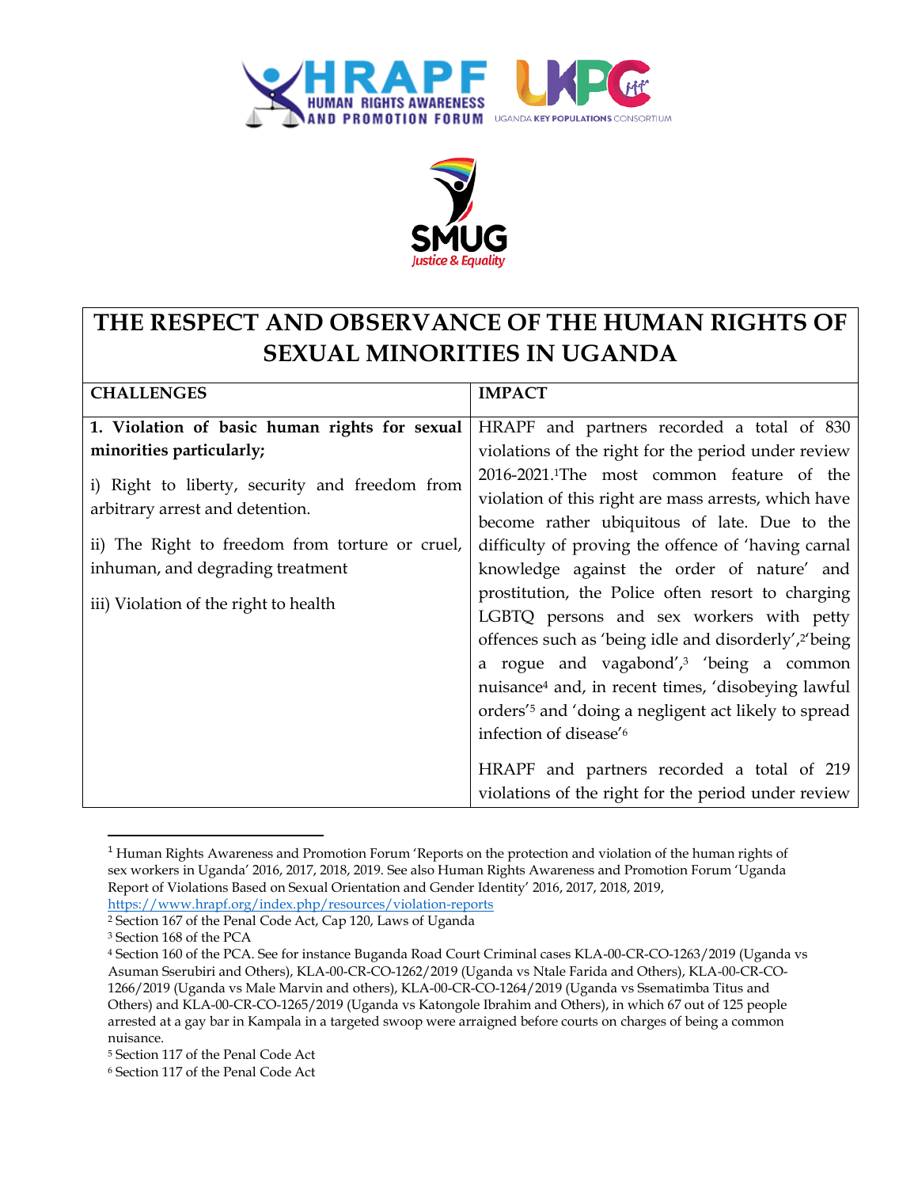# THE RESPECT AND OBSERVANCE OF THE HUMAN RIGHTS OF SEXUAL MINORITIES IN UGANDA

| CHALLENGES | IMPACT |
| --- | --- |
| **1. Violation of basic human rights for sexual minorities particularly;**<br><br>i) Right to liberty, security and freedom from arbitrary arrest and detention.<br><br>ii) The Right to freedom from torture or cruel, inhuman, and degrading treatment<br><br>iii) Violation of the right to health | HRAPF and partners recorded a total of 830 violations of the right for the period under review 2016-2021.[1] The most common feature of the violation of this right are mass arrests, which have become rather ubiquitous of late. Due to the difficulty of proving the offence of 'having carnal knowledge against the order of nature' and prostitution, the Police often resort to charging LGBTQ persons and sex workers with petty offences such as 'being idle and disorderly',[2] 'being a rogue and vagabond',[3] 'being a common nuisance[4] and, in recent times, 'disobeying lawful orders'[5] and 'doing a negligent act likely to spread infection of disease'[6]<br><br>HRAPF and partners recorded a total of 219 violations of the right for the period under review |

[1] Human Rights Awareness and Promotion Forum 'Reports on the protection and violation of the human rights of sex workers in Uganda' 2016, 2017, 2018, 2019. See also Human Rights Awareness and Promotion Forum 'Uganda Report of Violations Based on Sexual Orientation and Gender Identity' 2016, 2017, 2018, 2019, https://www.hrapf.org/index.php/resources/violation-reports

[2] Section 167 of the Penal Code Act, Cap 120, Laws of Uganda

[3] Section 168 of the PCA

[4] Section 160 of the PCA. See for instance Buganda Road Court Criminal cases KLA-00-CR-CO-1263/2019 (Uganda vs Asuman Sserubiri and Others), KLA-00-CR-CO-1262/2019 (Uganda vs Ntale Farida and Others), KLA-00-CR-CO-1266/2019 (Uganda vs Male Marvin and others), KLA-00-CR-CO-1264/2019 (Uganda vs Ssematimba Titus and Others) and KLA-00-CR-CO-1265/2019 (Uganda vs Katongole Ibrahim and Others), in which 67 out of 125 people arrested at a gay bar in Kampala in a targeted swoop were arraigned before courts on charges of being a common nuisance.

[5] Section 117 of the Penal Code Act

[6] Section 117 of the Penal Code Act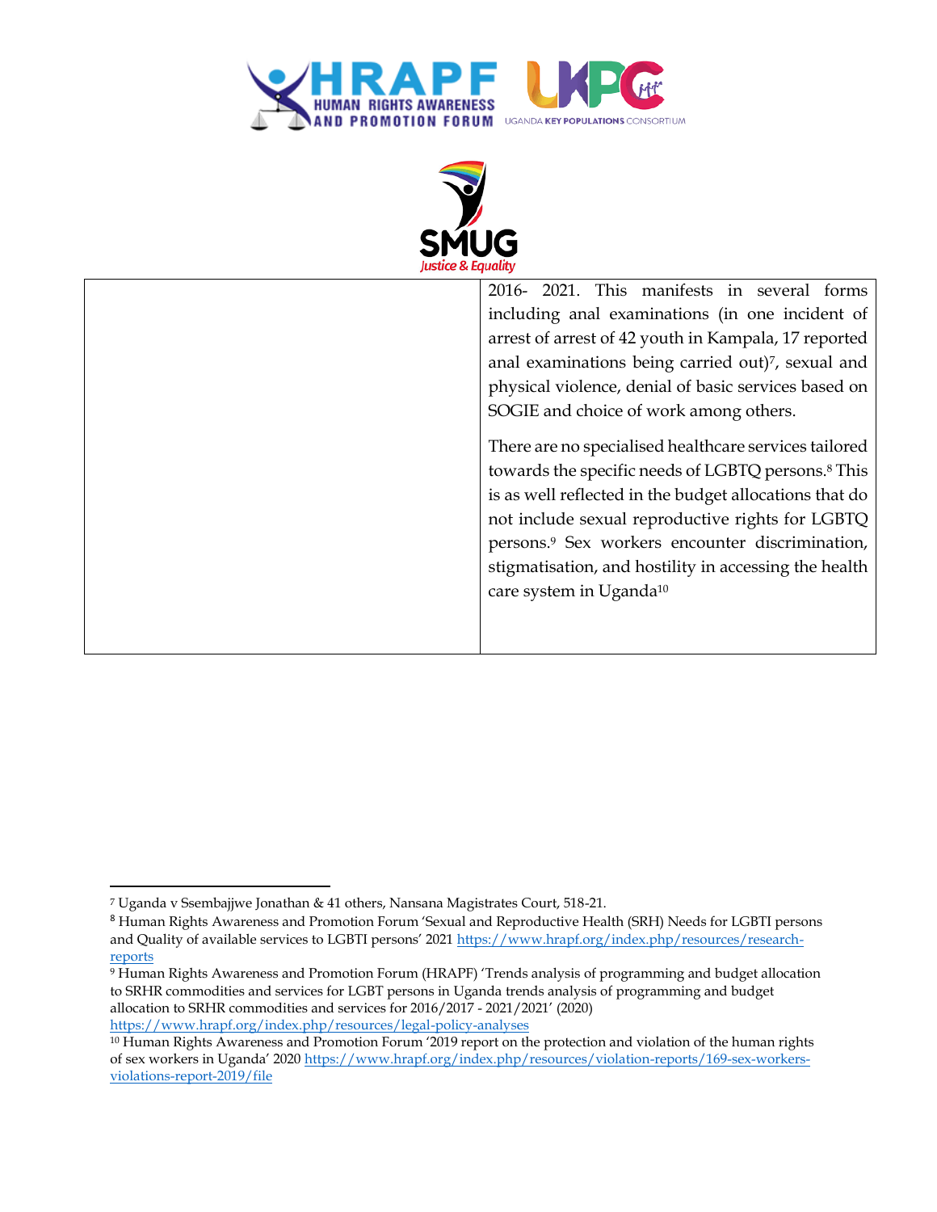| | 2016- 2021. This manifests in several forms including anal examinations (in one incident of arrest of arrest of 42 youth in Kampala, 17 reported anal examinations being carried out)[7], sexual and physical violence, denial of basic services based on SOGIE and choice of work among others.<br><br>There are no specialised healthcare services tailored towards the specific needs of LGBTQ persons.[8] This is as well reflected in the budget allocations that do not include sexual reproductive rights for LGBTQ persons.[9] Sex workers encounter discrimination, stigmatisation, and hostility in accessing the health care system in Uganda[10] |
|---|---|

[7] Uganda v Ssembajjwe Jonathan & 41 others, Nansana Magistrates Court, 518-21.

[8] Human Rights Awareness and Promotion Forum 'Sexual and Reproductive Health (SRH) Needs for LGBTI persons and Quality of available services to LGBTI persons' 2021 https://www.hrapf.org/index.php/resources/research-reports

[9] Human Rights Awareness and Promotion Forum (HRAPF) 'Trends analysis of programming and budget allocation to SRHR commodities and services for LGBT persons in Uganda trends analysis of programming and budget allocation to SRHR commodities and services for 2016/2017 - 2021/2021' (2020) https://www.hrapf.org/index.php/resources/legal-policy-analyses

[10] Human Rights Awareness and Promotion Forum '2019 report on the protection and violation of the human rights of sex workers in Uganda' 2020 https://www.hrapf.org/index.php/resources/violation-reports/169-sex-workers-violations-report-2019/file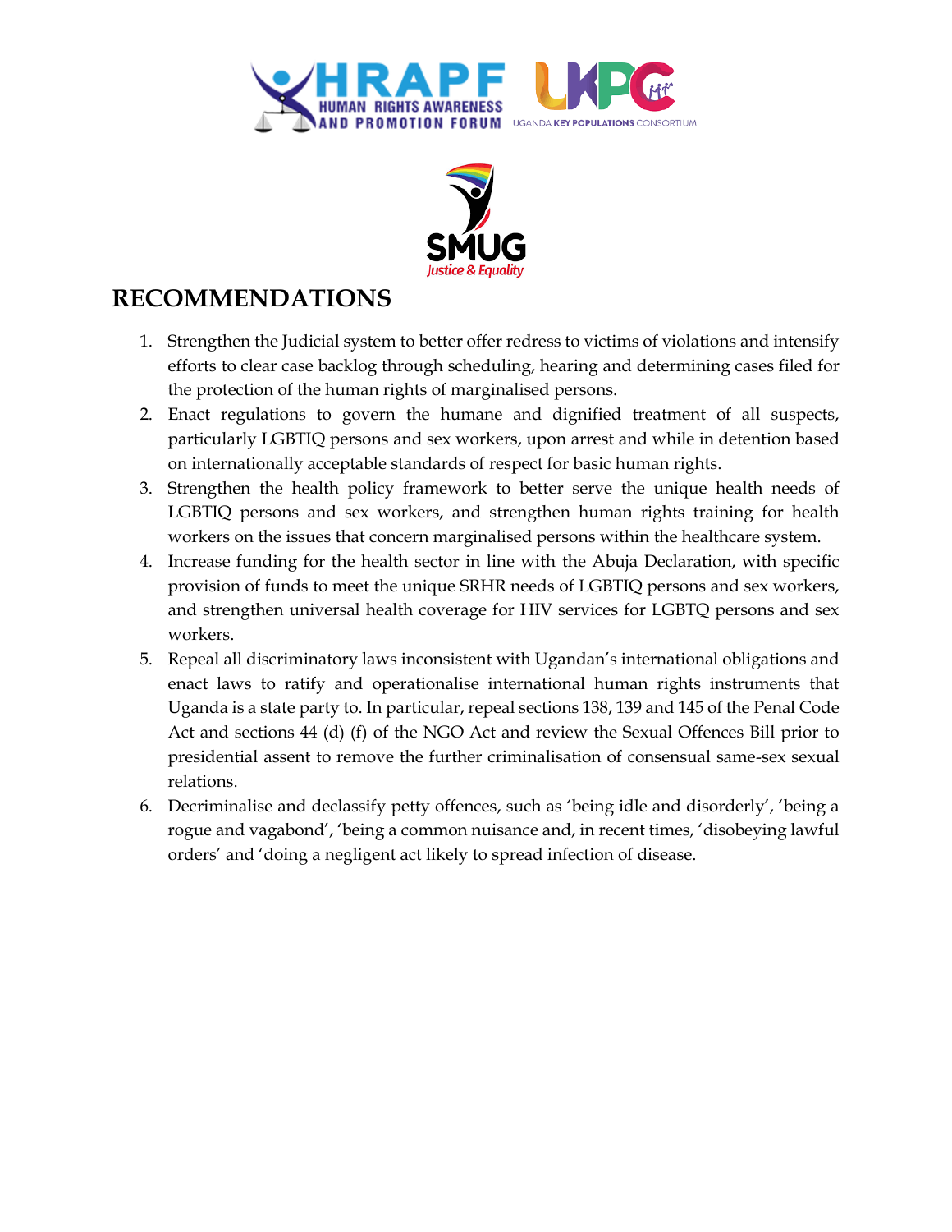# RECOMMENDATIONS

1. Strengthen the Judicial system to better offer redress to victims of violations and intensify efforts to clear case backlog through scheduling, hearing and determining cases filed for the protection of the human rights of marginalised persons.
2. Enact regulations to govern the humane and dignified treatment of all suspects, particularly LGBTIQ persons and sex workers, upon arrest and while in detention based on internationally acceptable standards of respect for basic human rights.
3. Strengthen the health policy framework to better serve the unique health needs of LGBTIQ persons and sex workers, and strengthen human rights training for health workers on the issues that concern marginalised persons within the healthcare system.
4. Increase funding for the health sector in line with the Abuja Declaration, with specific provision of funds to meet the unique SRHR needs of LGBTIQ persons and sex workers, and strengthen universal health coverage for HIV services for LGBTQ persons and sex workers.
5. Repeal all discriminatory laws inconsistent with Ugandan's international obligations and enact laws to ratify and operationalise international human rights instruments that Uganda is a state party to. In particular, repeal sections 138, 139 and 145 of the Penal Code Act and sections 44 (d) (f) of the NGO Act and review the Sexual Offences Bill prior to presidential assent to remove the further criminalisation of consensual same-sex sexual relations.
6. Decriminalise and declassify petty offences, such as 'being idle and disorderly', 'being a rogue and vagabond', 'being a common nuisance and, in recent times, 'disobeying lawful orders' and 'doing a negligent act likely to spread infection of disease.